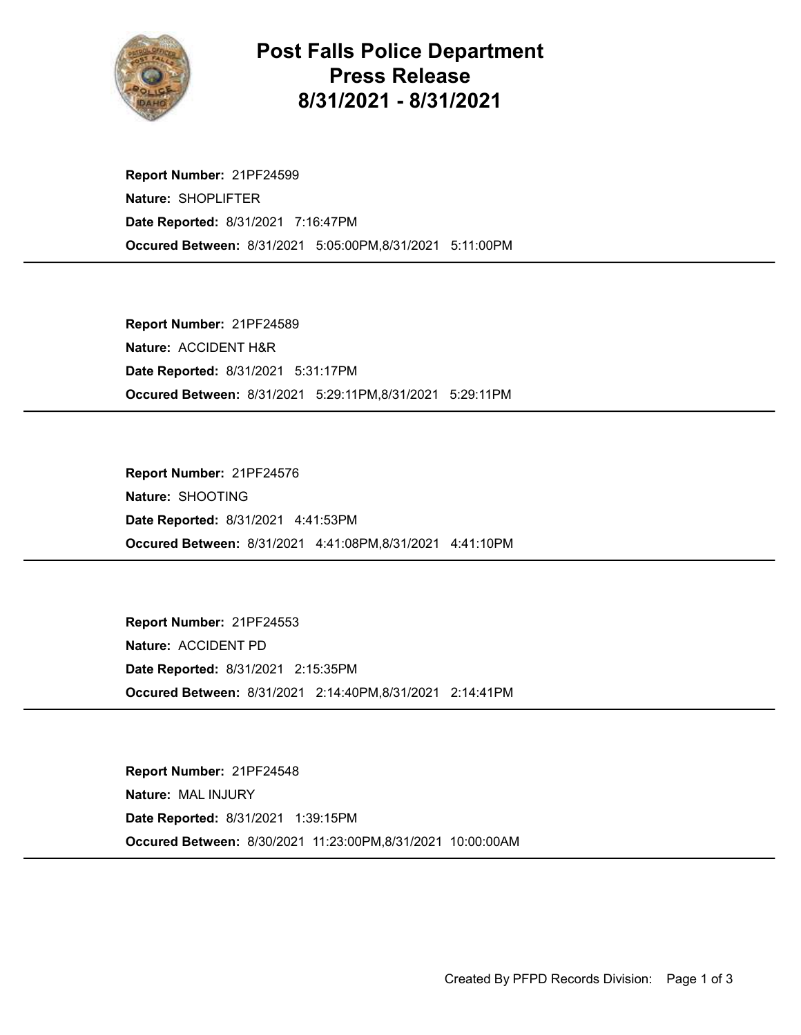# Post Falls Police Department Press Release 8/31/2021 - 8/31/2021

**Report Number:** 21PF24599
**Nature:** SHOPLIFTER
**Date Reported:** 8/31/2021 7:16:47PM
**Occured Between:** 8/31/2021 5:05:00PM,8/31/2021 5:11:00PM

---

**Report Number:** 21PF24589
**Nature:** ACCIDENT H&R
**Date Reported:** 8/31/2021 5:31:17PM
**Occured Between:** 8/31/2021 5:29:11PM,8/31/2021 5:29:11PM

---

**Report Number:** 21PF24576
**Nature:** SHOOTING
**Date Reported:** 8/31/2021 4:41:53PM
**Occured Between:** 8/31/2021 4:41:08PM,8/31/2021 4:41:10PM

---

**Report Number:** 21PF24553
**Nature:** ACCIDENT PD
**Date Reported:** 8/31/2021 2:15:35PM
**Occured Between:** 8/31/2021 2:14:40PM,8/31/2021 2:14:41PM

---

**Report Number:** 21PF24548
**Nature:** MAL INJURY
**Date Reported:** 8/31/2021 1:39:15PM
**Occured Between:** 8/30/2021 11:23:00PM,8/31/2021 10:00:00AM

---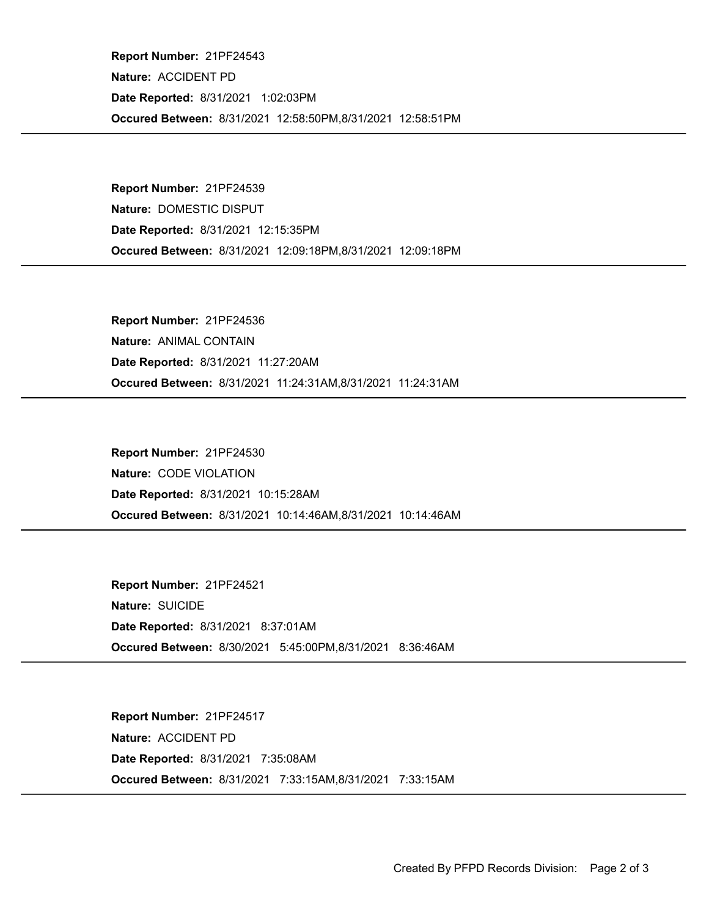**Report Number:** 21PF24543

**Nature:** ACCIDENT PD

**Date Reported:** 8/31/2021 1:02:03PM

**Occured Between:** 8/31/2021 12:58:50PM,8/31/2021 12:58:51PM

---

**Report Number:** 21PF24539

**Nature:** DOMESTIC DISPUT

**Date Reported:** 8/31/2021 12:15:35PM

**Occured Between:** 8/31/2021 12:09:18PM,8/31/2021 12:09:18PM

---

**Report Number:** 21PF24536

**Nature:** ANIMAL CONTAIN

**Date Reported:** 8/31/2021 11:27:20AM

**Occured Between:** 8/31/2021 11:24:31AM,8/31/2021 11:24:31AM

---

**Report Number:** 21PF24530

**Nature:** CODE VIOLATION

**Date Reported:** 8/31/2021 10:15:28AM

**Occured Between:** 8/31/2021 10:14:46AM,8/31/2021 10:14:46AM

---

**Report Number:** 21PF24521

**Nature:** SUICIDE

**Date Reported:** 8/31/2021 8:37:01AM

**Occured Between:** 8/30/2021 5:45:00PM,8/31/2021 8:36:46AM

---

**Report Number:** 21PF24517

**Nature:** ACCIDENT PD

**Date Reported:** 8/31/2021 7:35:08AM

**Occured Between:** 8/31/2021 7:33:15AM,8/31/2021 7:33:15AM

---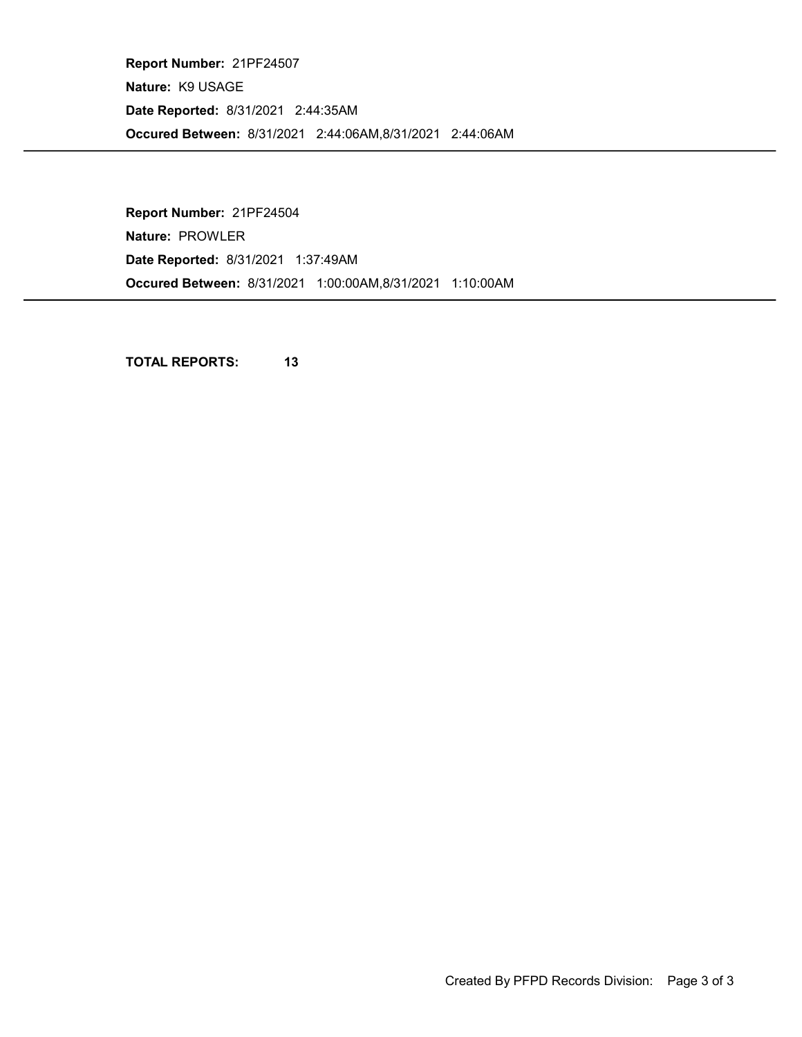**Report Number:** 21PF24507

**Nature:** K9 USAGE

**Date Reported:** 8/31/2021 2:44:35AM

**Occured Between:** 8/31/2021 2:44:06AM,8/31/2021 2:44:06AM

---

**Report Number:** 21PF24504

**Nature:** PROWLER

**Date Reported:** 8/31/2021 1:37:49AM

**Occured Between:** 8/31/2021 1:00:00AM,8/31/2021 1:10:00AM

---

**TOTAL REPORTS: 13**

Created By PFPD Records Division: